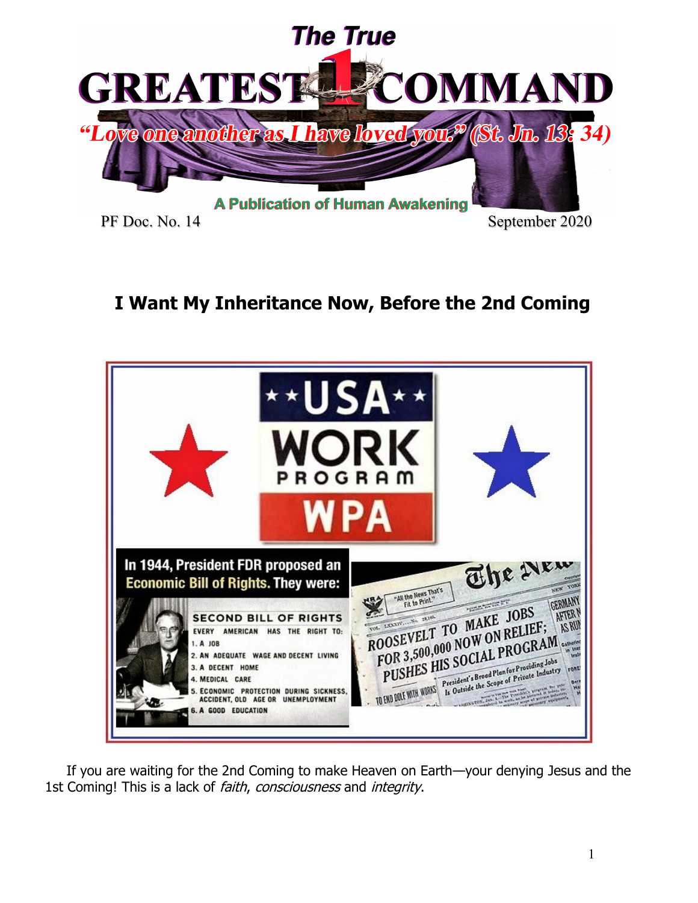The True

# GREATEST 1 COMMAND

"Love one another as I have loved you." (St. Jn. 13: 34)

A Publication of Human Awakening

PF Doc. No. 14 September 2020

## I Want My Inheritance Now, Before the 2nd Coming

USA WORK PROGRAM WPA

In 1944, President FDR proposed an Economic Bill of Rights. They were:

SECOND BILL OF RIGHTS

EVERY AMERICAN HAS THE RIGHT TO:

1. A JOB
2. AN ADEQUATE WAGE AND DECENT LIVING
3. A DECENT HOME
4. MEDICAL CARE
5. ECONOMIC PROTECTION DURING SICKNESS, ACCIDENT, OLD AGE OR UNEMPLOYMENT
6. A GOOD EDUCATION

The New York Times — "All the News That's Fit to Print."

ROOSEVELT TO MAKE JOBS FOR 3,500,000 NOW ON RELIEF; PUSHES HIS SOCIAL PROGRAM

President's Broad Plan for Providing Jobs Is Outside the Scope of Private Industry

TO END DOLE WITH WORKS

If you are waiting for the 2nd Coming to make Heaven on Earth—your denying Jesus and the 1st Coming! This is a lack of *faith*, *consciousness* and *integrity*.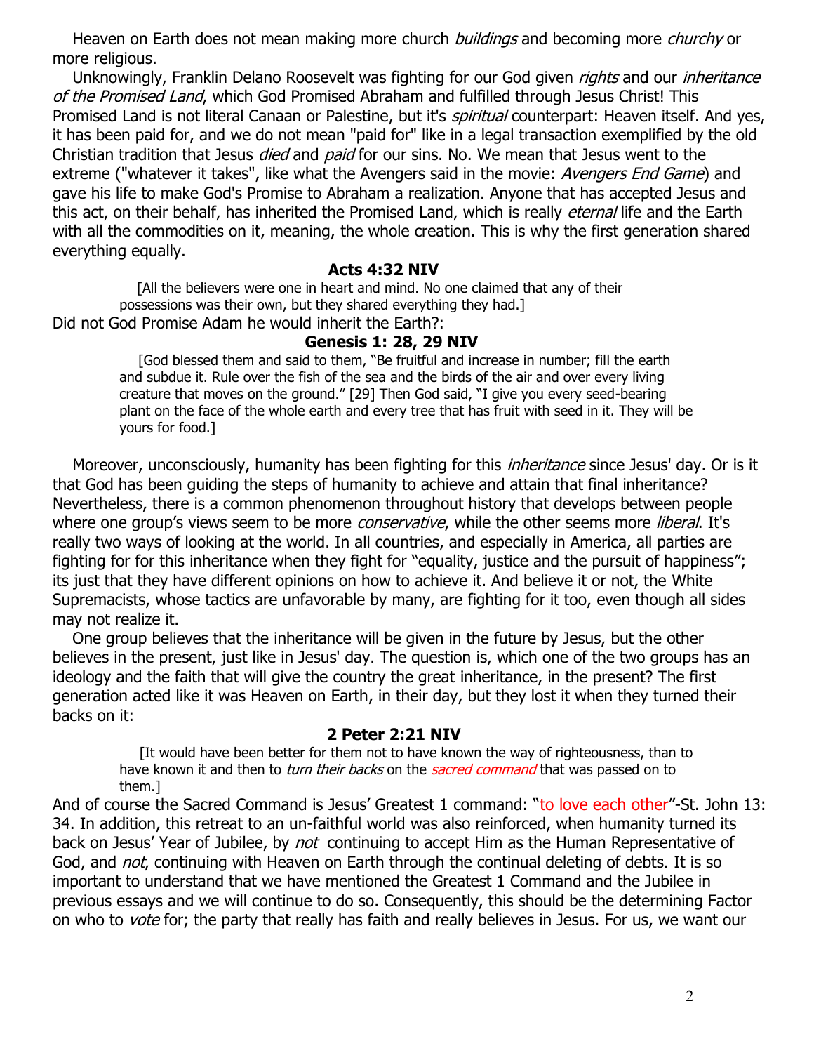Heaven on Earth does not mean making more church *buildings* and becoming more *churchy* or more religious.

Unknowingly, Franklin Delano Roosevelt was fighting for our God given *rights* and our *inheritance of the Promised Land*, which God Promised Abraham and fulfilled through Jesus Christ! This Promised Land is not literal Canaan or Palestine, but it's *spiritual* counterpart: Heaven itself. And yes, it has been paid for, and we do not mean "paid for" like in a legal transaction exemplified by the old Christian tradition that Jesus *died* and *paid* for our sins. No. We mean that Jesus went to the extreme ("whatever it takes", like what the Avengers said in the movie: *Avengers End Game*) and gave his life to make God's Promise to Abraham a realization. Anyone that has accepted Jesus and this act, on their behalf, has inherited the Promised Land, which is really *eternal* life and the Earth with all the commodities on it, meaning, the whole creation. This is why the first generation shared everything equally.

**Acts 4:32 NIV**

> [All the believers were one in heart and mind. No one claimed that any of their possessions was their own, but they shared everything they had.]

Did not God Promise Adam he would inherit the Earth?:

**Genesis 1: 28, 29 NIV**

> [God blessed them and said to them, "Be fruitful and increase in number; fill the earth and subdue it. Rule over the fish of the sea and the birds of the air and over every living creature that moves on the ground." [29] Then God said, "I give you every seed-bearing plant on the face of the whole earth and every tree that has fruit with seed in it. They will be yours for food.]

Moreover, unconsciously, humanity has been fighting for this *inheritance* since Jesus' day. Or is it that God has been guiding the steps of humanity to achieve and attain that final inheritance? Nevertheless, there is a common phenomenon throughout history that develops between people where one group's views seem to be more *conservative*, while the other seems more *liberal*. It's really two ways of looking at the world. In all countries, and especially in America, all parties are fighting for for this inheritance when they fight for "equality, justice and the pursuit of happiness"; its just that they have different opinions on how to achieve it. And believe it or not, the White Supremacists, whose tactics are unfavorable by many, are fighting for it too, even though all sides may not realize it.

One group believes that the inheritance will be given in the future by Jesus, but the other believes in the present, just like in Jesus' day. The question is, which one of the two groups has an ideology and the faith that will give the country the great inheritance, in the present? The first generation acted like it was Heaven on Earth, in their day, but they lost it when they turned their backs on it:

**2 Peter 2:21 NIV**

> [It would have been better for them not to have known the way of righteousness, than to have known it and then to *turn their backs* on the *sacred command* that was passed on to them.]

And of course the Sacred Command is Jesus' Greatest 1 command: "to love each other"-St. John 13: 34. In addition, this retreat to an un-faithful world was also reinforced, when humanity turned its back on Jesus' Year of Jubilee, by *not* continuing to accept Him as the Human Representative of God, and *not*, continuing with Heaven on Earth through the continual deleting of debts. It is so important to understand that we have mentioned the Greatest 1 Command and the Jubilee in previous essays and we will continue to do so. Consequently, this should be the determining Factor on who to *vote* for; the party that really has faith and really believes in Jesus. For us, we want our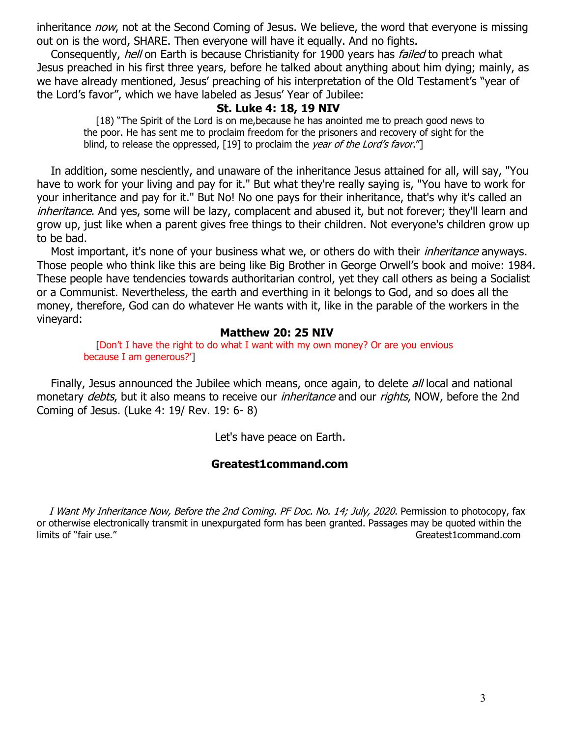inheritance *now*, not at the Second Coming of Jesus. We believe, the word that everyone is missing out on is the word, SHARE. Then everyone will have it equally. And no fights.

Consequently, *hell* on Earth is because Christianity for 1900 years has *failed* to preach what Jesus preached in his first three years, before he talked about anything about him dying; mainly, as we have already mentioned, Jesus' preaching of his interpretation of the Old Testament's "year of the Lord's favor", which we have labeled as Jesus' Year of Jubilee:

**St. Luke 4: 18, 19 NIV**

> [18) "The Spirit of the Lord is on me,because he has anointed me to preach good news to the poor. He has sent me to proclaim freedom for the prisoners and recovery of sight for the blind, to release the oppressed, [19] to proclaim the *year of the Lord's favor*."]

In addition, some nesciently, and unaware of the inheritance Jesus attained for all, will say, "You have to work for your living and pay for it." But what they're really saying is, "You have to work for your inheritance and pay for it." But No! No one pays for their inheritance, that's why it's called an *inheritance*. And yes, some will be lazy, complacent and abused it, but not forever; they'll learn and grow up, just like when a parent gives free things to their children. Not everyone's children grow up to be bad.

Most important, it's none of your business what we, or others do with their *inheritance* anyways. Those people who think like this are being like Big Brother in George Orwell's book and moive: 1984. These people have tendencies towards authoritarian control, yet they call others as being a Socialist or a Communist. Nevertheless, the earth and everthing in it belongs to God, and so does all the money, therefore, God can do whatever He wants with it, like in the parable of the workers in the vineyard:

**Matthew 20: 25 NIV**

> [Don't I have the right to do what I want with my own money? Or are you envious because I am generous?']

Finally, Jesus announced the Jubilee which means, once again, to delete *all* local and national monetary *debts*, but it also means to receive our *inheritance* and our *rights*, NOW, before the 2nd Coming of Jesus. (Luke 4: 19/ Rev. 19: 6- 8)

Let's have peace on Earth.

**Greatest1command.com**

*I Want My Inheritance Now, Before the 2nd Coming. PF Doc. No. 14; July, 2020*. Permission to photocopy, fax or otherwise electronically transmit in unexpurgated form has been granted. Passages may be quoted within the limits of "fair use." Greatest1command.com